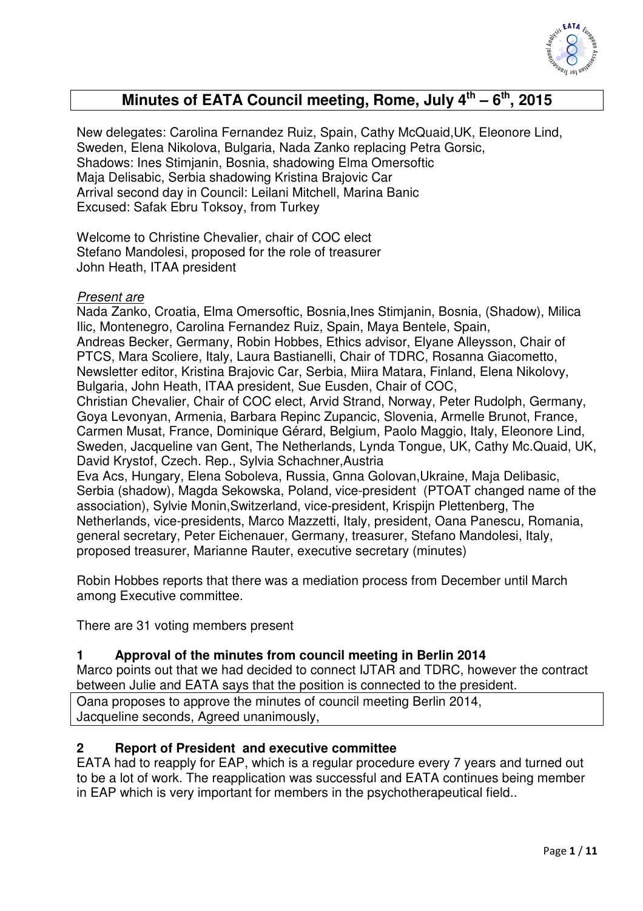# Minutes of EATA Council meeting, Rome, July 4th – 6th, 2015

New delegates: Carolina Fernandez Ruiz, Spain, Cathy McQuaid,UK, Eleonore Lind, Sweden, Elena Nikolova, Bulgaria, Nada Zanko replacing Petra Gorsic,
Shadows: Ines Stimjanin, Bosnia, shadowing Elma Omersoftic
Maja Delisabic, Serbia shadowing Kristina Brajovic Car
Arrival second day in Council: Leilani Mitchell, Marina Banic
Excused: Safak Ebru Toksoy, from Turkey

Welcome to Christine Chevalier, chair of COC elect
Stefano Mandolesi, proposed for the role of treasurer
John Heath, ITAA president

*Present are*

Nada Zanko, Croatia, Elma Omersoftic, Bosnia,Ines Stimjanin, Bosnia, (Shadow), Milica Ilic, Montenegro, Carolina Fernandez Ruiz, Spain, Maya Bentele, Spain, Andreas Becker, Germany, Robin Hobbes, Ethics advisor, Elyane Alleysson, Chair of PTCS, Mara Scoliere, Italy, Laura Bastianelli, Chair of TDRC, Rosanna Giacometto, Newsletter editor, Kristina Brajovic Car, Serbia, Miira Matara, Finland, Elena Nikolovy, Bulgaria, John Heath, ITAA president, Sue Eusden, Chair of COC, Christian Chevalier, Chair of COC elect, Arvid Strand, Norway, Peter Rudolph, Germany, Goya Levonyan, Armenia, Barbara Repinc Zupancic, Slovenia, Armelle Brunot, France, Carmen Musat, France, Dominique Gérard, Belgium, Paolo Maggio, Italy, Eleonore Lind, Sweden, Jacqueline van Gent, The Netherlands, Lynda Tongue, UK, Cathy Mc.Quaid, UK, David Krystof, Czech. Rep., Sylvia Schachner,Austria
Eva Acs, Hungary, Elena Soboleva, Russia, Gnna Golovan,Ukraine, Maja Delibasic, Serbia (shadow), Magda Sekowska, Poland, vice-president (PTOAT changed name of the association), Sylvie Monin,Switzerland, vice-president, Krispijn Plettenberg, The Netherlands, vice-presidents, Marco Mazzetti, Italy, president, Oana Panescu, Romania, general secretary, Peter Eichenauer, Germany, treasurer, Stefano Mandolesi, Italy, proposed treasurer, Marianne Rauter, executive secretary (minutes)

Robin Hobbes reports that there was a mediation process from December until March among Executive committee.

There are 31 voting members present

## 1 Approval of the minutes from council meeting in Berlin 2014

Marco points out that we had decided to connect IJTAR and TDRC, however the contract between Julie and EATA says that the position is connected to the president.

Oana proposes to approve the minutes of council meeting Berlin 2014,
Jacqueline seconds, Agreed unanimously,

## 2 Report of President and executive committee

EATA had to reapply for EAP, which is a regular procedure every 7 years and turned out to be a lot of work. The reapplication was successful and EATA continues being member in EAP which is very important for members in the psychotherapeutical field..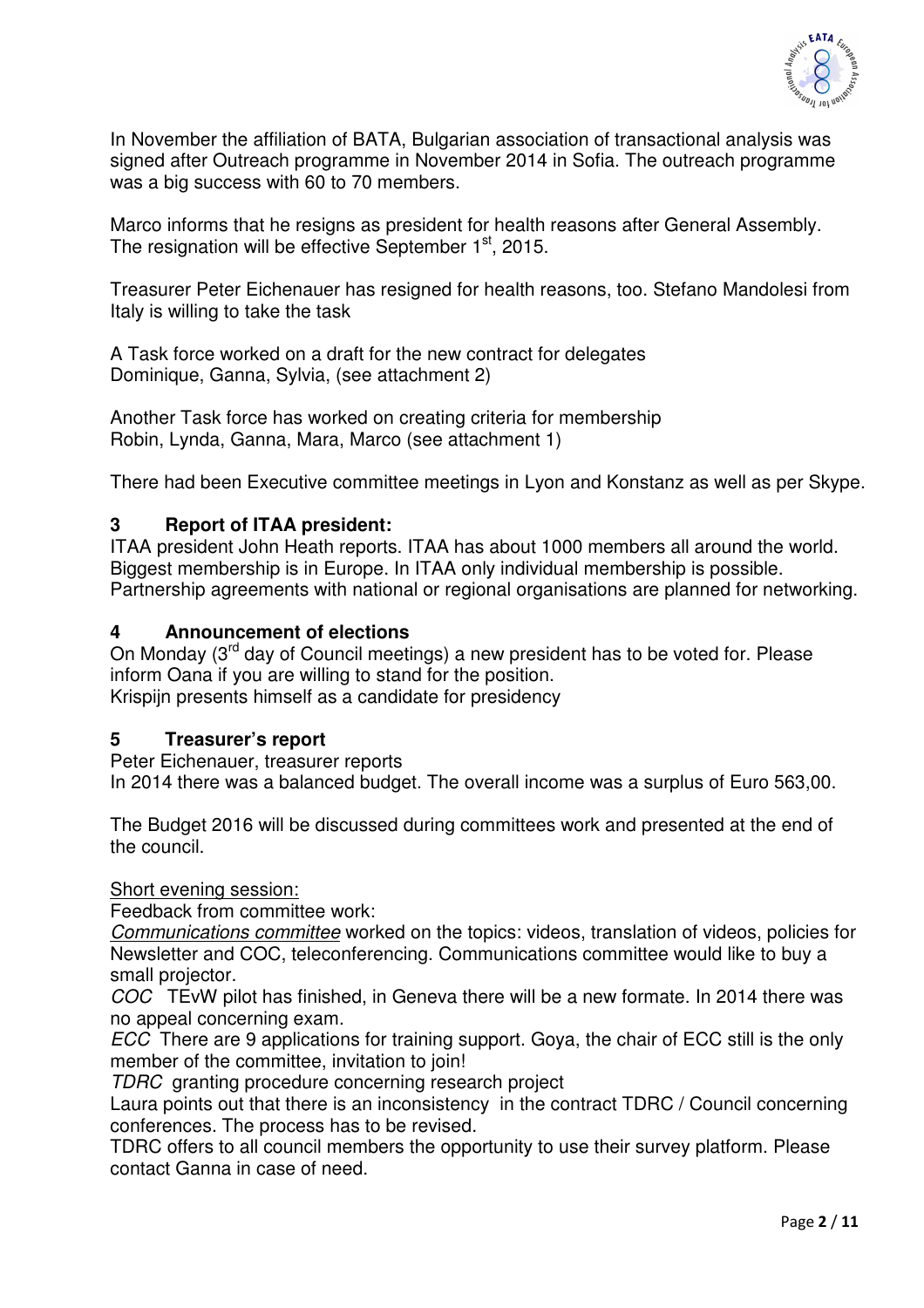In November the affiliation of BATA, Bulgarian association of transactional analysis was signed after Outreach programme in November 2014 in Sofia. The outreach programme was a big success with 60 to 70 members.

Marco informs that he resigns as president for health reasons after General Assembly. The resignation will be effective September 1st, 2015.

Treasurer Peter Eichenauer has resigned for health reasons, too. Stefano Mandolesi from Italy is willing to take the task

A Task force worked on a draft for the new contract for delegates
Dominique, Ganna, Sylvia, (see attachment 2)

Another Task force has worked on creating criteria for membership
Robin, Lynda, Ganna, Mara, Marco (see attachment 1)

There had been Executive committee meetings in Lyon and Konstanz as well as per Skype.

## 3 Report of ITAA president:

ITAA president John Heath reports. ITAA has about 1000 members all around the world. Biggest membership is in Europe. In ITAA only individual membership is possible. Partnership agreements with national or regional organisations are planned for networking.

## 4 Announcement of elections

On Monday (3rd day of Council meetings) a new president has to be voted for. Please inform Oana if you are willing to stand for the position.
Krispijn presents himself as a candidate for presidency

## 5 Treasurer's report

Peter Eichenauer, treasurer reports
In 2014 there was a balanced budget. The overall income was a surplus of Euro 563,00.

The Budget 2016 will be discussed during committees work and presented at the end of the council.

Short evening session:

Feedback from committee work:

*Communications committee* worked on the topics: videos, translation of videos, policies for Newsletter and COC, teleconferencing. Communications committee would like to buy a small projector.

*COC* TEvW pilot has finished, in Geneva there will be a new formate. In 2014 there was no appeal concerning exam.

*ECC* There are 9 applications for training support. Goya, the chair of ECC still is the only member of the committee, invitation to join!

*TDRC* granting procedure concerning research project

Laura points out that there is an inconsistency in the contract TDRC / Council concerning conferences. The process has to be revised.

TDRC offers to all council members the opportunity to use their survey platform. Please contact Ganna in case of need.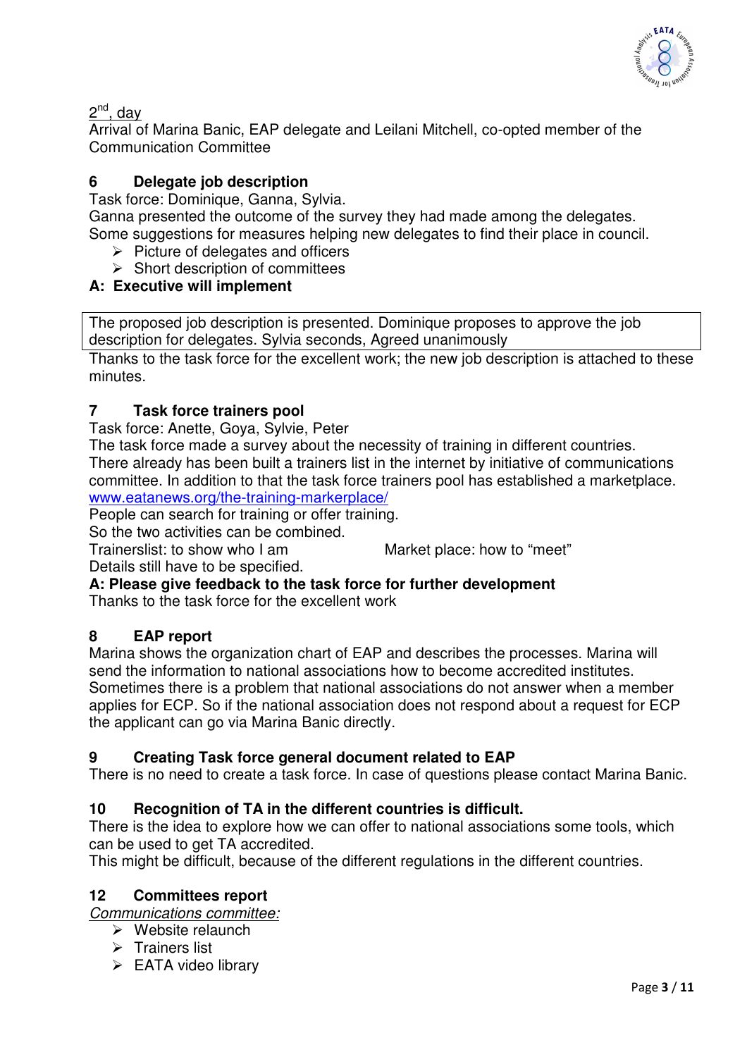2nd, day

Arrival of Marina Banic, EAP delegate and Leilani Mitchell, co-opted member of the Communication Committee

## 6 Delegate job description

Task force: Dominique, Ganna, Sylvia.
Ganna presented the outcome of the survey they had made among the delegates.
Some suggestions for measures helping new delegates to find their place in council.

- Picture of delegates and officers
- Short description of committees

**A: Executive will implement**

The proposed job description is presented. Dominique proposes to approve the job description for delegates. Sylvia seconds, Agreed unanimously

Thanks to the task force for the excellent work; the new job description is attached to these minutes.

## 7 Task force trainers pool

Task force: Anette, Goya, Sylvie, Peter
The task force made a survey about the necessity of training in different countries.
There already has been built a trainers list in the internet by initiative of communications committee. In addition to that the task force trainers pool has established a marketplace.
www.eatanews.org/the-training-markerplace/
People can search for training or offer training.
So the two activities can be combined.
Trainerslist: to show who I am Market place: how to "meet"
Details still have to be specified.

**A: Please give feedback to the task force for further development**

Thanks to the task force for the excellent work

## 8 EAP report

Marina shows the organization chart of EAP and describes the processes. Marina will send the information to national associations how to become accredited institutes.
Sometimes there is a problem that national associations do not answer when a member applies for ECP. So if the national association does not respond about a request for ECP the applicant can go via Marina Banic directly.

## 9 Creating Task force general document related to EAP

There is no need to create a task force. In case of questions please contact Marina Banic.

## 10 Recognition of TA in the different countries is difficult.

There is the idea to explore how we can offer to national associations some tools, which can be used to get TA accredited.
This might be difficult, because of the different regulations in the different countries.

## 12 Committees report

*Communications committee:*

- Website relaunch
- Trainers list
- EATA video library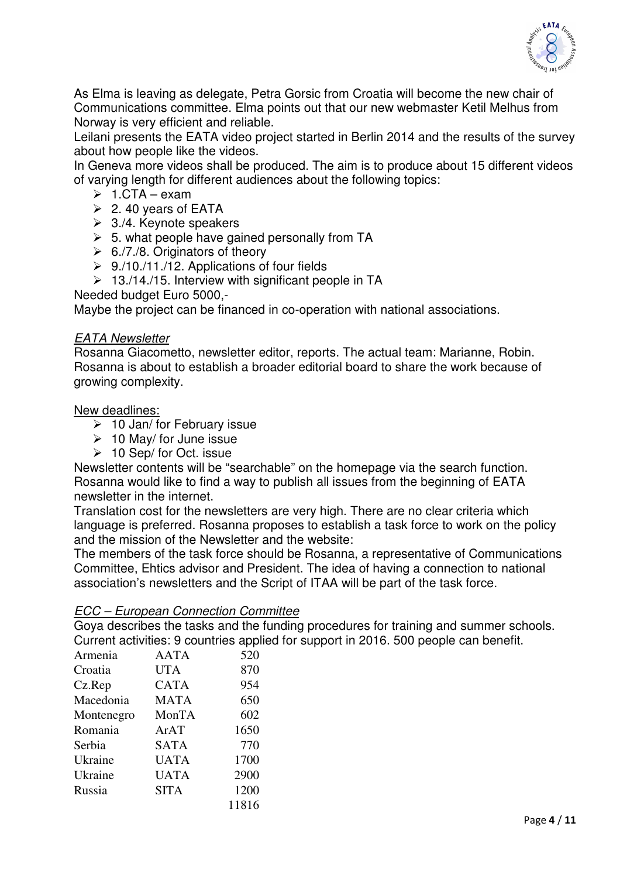As Elma is leaving as delegate, Petra Gorsic from Croatia will become the new chair of Communications committee. Elma points out that our new webmaster Ketil Melhus from Norway is very efficient and reliable.

Leilani presents the EATA video project started in Berlin 2014 and the results of the survey about how people like the videos.

In Geneva more videos shall be produced. The aim is to produce about 15 different videos of varying length for different audiences about the following topics:

- 1.CTA – exam
- 2. 40 years of EATA
- 3./4. Keynote speakers
- 5. what people have gained personally from TA
- 6./7./8. Originators of theory
- 9./10./11./12. Applications of four fields
- 13./14./15. Interview with significant people in TA

Needed budget Euro 5000,-

Maybe the project can be financed in co-operation with national associations.

*EATA Newsletter*

Rosanna Giacometto, newsletter editor, reports. The actual team: Marianne, Robin. Rosanna is about to establish a broader editorial board to share the work because of growing complexity.

New deadlines:

- 10 Jan/ for February issue
- 10 May/ for June issue
- 10 Sep/ for Oct. issue

Newsletter contents will be "searchable" on the homepage via the search function. Rosanna would like to find a way to publish all issues from the beginning of EATA newsletter in the internet.

Translation cost for the newsletters are very high. There are no clear criteria which language is preferred. Rosanna proposes to establish a task force to work on the policy and the mission of the Newsletter and the website:

The members of the task force should be Rosanna, a representative of Communications Committee, Ehtics advisor and President. The idea of having a connection to national association's newsletters and the Script of ITAA will be part of the task force.

*ECC – European Connection Committee*

Goya describes the tasks and the funding procedures for training and summer schools. Current activities: 9 countries applied for support in 2016. 500 people can benefit.

| | | |
|---|---|---|
| Armenia | AATA | 520 |
| Croatia | UTA | 870 |
| Cz.Rep | CATA | 954 |
| Macedonia | MATA | 650 |
| Montenegro | MonTA | 602 |
| Romania | ArAT | 1650 |
| Serbia | SATA | 770 |
| Ukraine | UATA | 1700 |
| Ukraine | UATA | 2900 |
| Russia | SITA | 1200 |
| | | 11816 |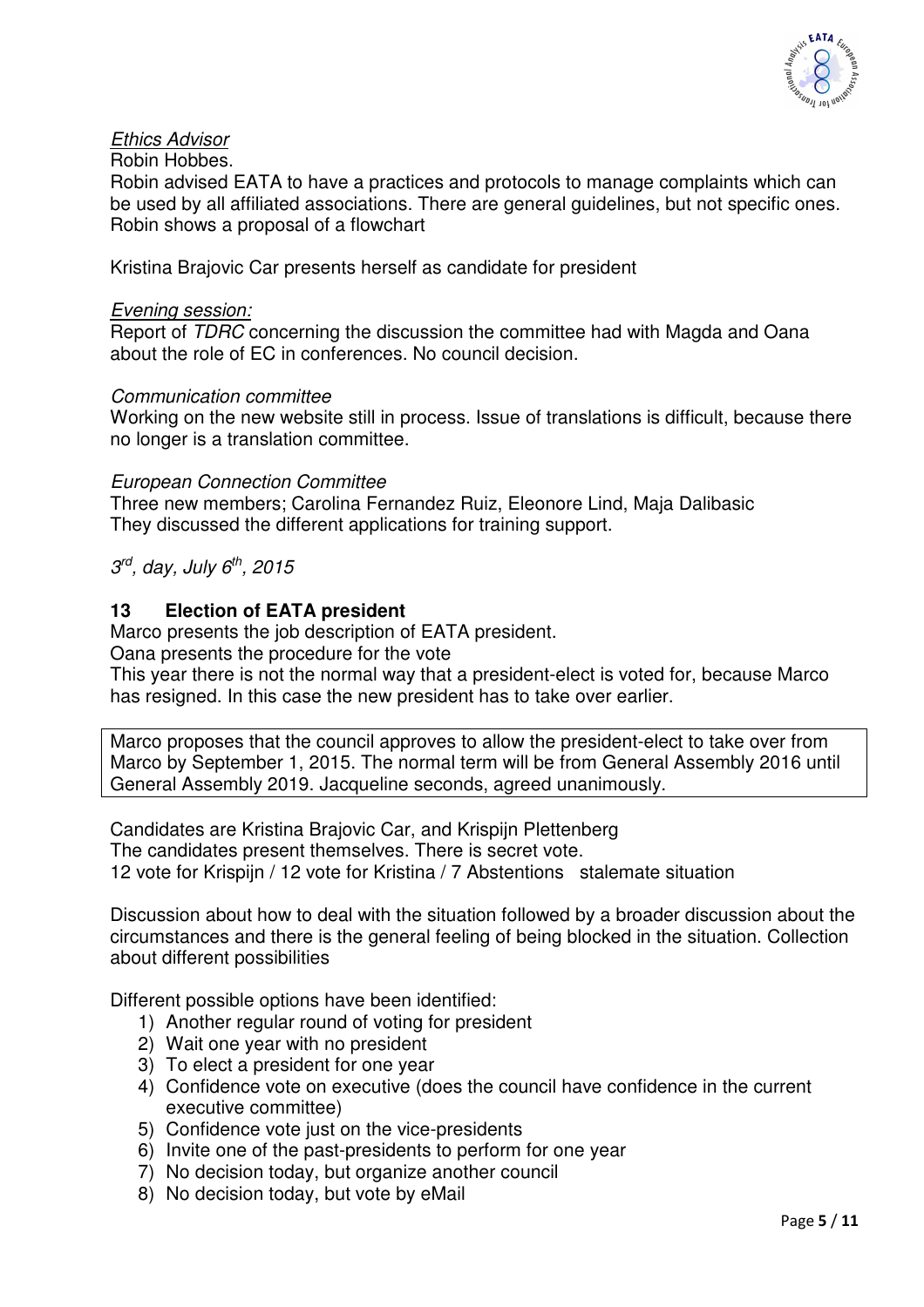*Ethics Advisor*

Robin Hobbes.

Robin advised EATA to have a practices and protocols to manage complaints which can be used by all affiliated associations. There are general guidelines, but not specific ones. Robin shows a proposal of a flowchart

Kristina Brajovic Car presents herself as candidate for president

*Evening session:*

Report of *TDRC* concerning the discussion the committee had with Magda and Oana about the role of EC in conferences. No council decision.

*Communication committee*

Working on the new website still in process. Issue of translations is difficult, because there no longer is a translation committee.

*European Connection Committee*

Three new members; Carolina Fernandez Ruiz, Eleonore Lind, Maja Dalibasic

They discussed the different applications for training support.

*3rd, day, July 6th, 2015*

## 13 Election of EATA president

Marco presents the job description of EATA president.

Oana presents the procedure for the vote

This year there is not the normal way that a president-elect is voted for, because Marco has resigned. In this case the new president has to take over earlier.

Marco proposes that the council approves to allow the president-elect to take over from Marco by September 1, 2015. The normal term will be from General Assembly 2016 until General Assembly 2019. Jacqueline seconds, agreed unanimously.

Candidates are Kristina Brajovic Car, and Krispijn Plettenberg

The candidates present themselves. There is secret vote.

12 vote for Krispijn / 12 vote for Kristina / 7 Abstentions stalemate situation

Discussion about how to deal with the situation followed by a broader discussion about the circumstances and there is the general feeling of being blocked in the situation. Collection about different possibilities

Different possible options have been identified:

1) Another regular round of voting for president
2) Wait one year with no president
3) To elect a president for one year
4) Confidence vote on executive (does the council have confidence in the current executive committee)
5) Confidence vote just on the vice-presidents
6) Invite one of the past-presidents to perform for one year
7) No decision today, but organize another council
8) No decision today, but vote by eMail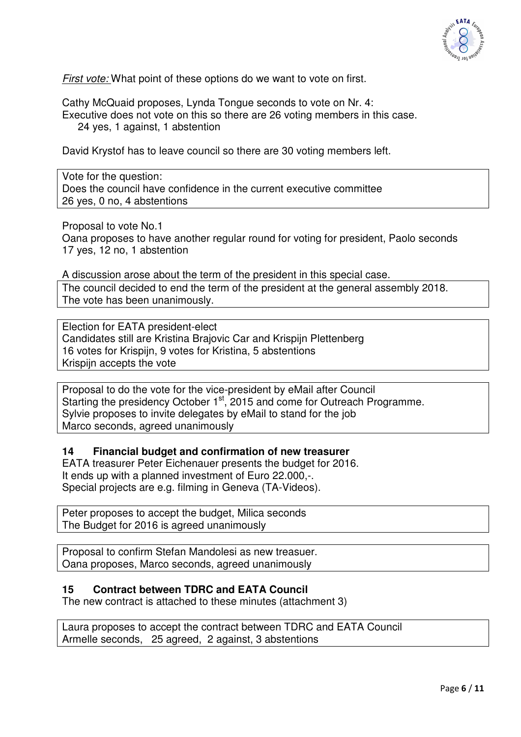*First vote:* What point of these options do we want to vote on first.

Cathy McQuaid proposes, Lynda Tongue seconds to vote on Nr. 4:
Executive does not vote on this so there are 26 voting members in this case.
24 yes, 1 against, 1 abstention

David Krystof has to leave council so there are 30 voting members left.

Vote for the question:
Does the council have confidence in the current executive committee
26 yes, 0 no, 4 abstentions

Proposal to vote No.1
Oana proposes to have another regular round for voting for president, Paolo seconds
17 yes, 12 no, 1 abstention

A discussion arose about the term of the president in this special case.

The council decided to end the term of the president at the general assembly 2018.
The vote has been unanimously.

Election for EATA president-elect
Candidates still are Kristina Brajovic Car and Krispijn Plettenberg
16 votes for Krispijn, 9 votes for Kristina, 5 abstentions
Krispijn accepts the vote

Proposal to do the vote for the vice-president by eMail after Council
Starting the presidency October 1st, 2015 and come for Outreach Programme.
Sylvie proposes to invite delegates by eMail to stand for the job
Marco seconds, agreed unanimously

## 14 Financial budget and confirmation of new treasurer

EATA treasurer Peter Eichenauer presents the budget for 2016.
It ends up with a planned investment of Euro 22.000,-.
Special projects are e.g. filming in Geneva (TA-Videos).

Peter proposes to accept the budget, Milica seconds
The Budget for 2016 is agreed unanimously

Proposal to confirm Stefan Mandolesi as new treasuer.
Oana proposes, Marco seconds, agreed unanimously

## 15 Contract between TDRC and EATA Council

The new contract is attached to these minutes (attachment 3)

Laura proposes to accept the contract between TDRC and EATA Council
Armelle seconds, 25 agreed, 2 against, 3 abstentions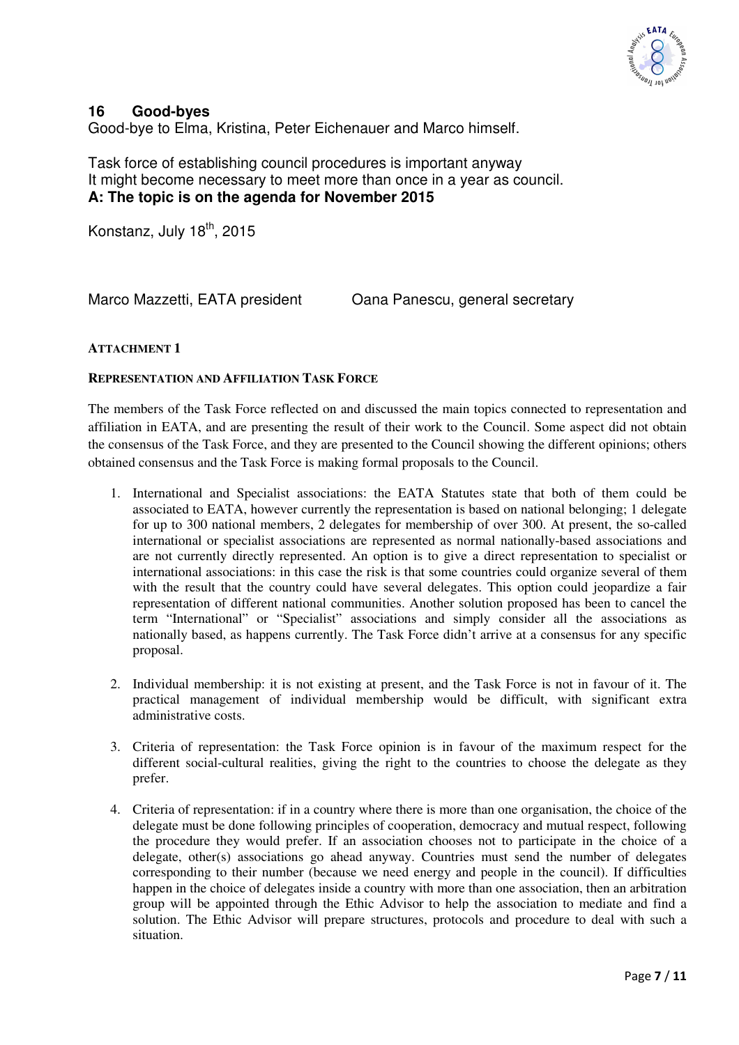## 16 Good-byes

Good-bye to Elma, Kristina, Peter Eichenauer and Marco himself.

Task force of establishing council procedures is important anyway
It might become necessary to meet more than once in a year as council.
**A: The topic is on the agenda for November 2015**

Konstanz, July 18th, 2015

Marco Mazzetti, EATA president Oana Panescu, general secretary

**ATTACHMENT 1**

**REPRESENTATION AND AFFILIATION TASK FORCE**

The members of the Task Force reflected on and discussed the main topics connected to representation and affiliation in EATA, and are presenting the result of their work to the Council. Some aspect did not obtain the consensus of the Task Force, and they are presented to the Council showing the different opinions; others obtained consensus and the Task Force is making formal proposals to the Council.

1. International and Specialist associations: the EATA Statutes state that both of them could be associated to EATA, however currently the representation is based on national belonging; 1 delegate for up to 300 national members, 2 delegates for membership of over 300. At present, the so-called international or specialist associations are represented as normal nationally-based associations and are not currently directly represented. An option is to give a direct representation to specialist or international associations: in this case the risk is that some countries could organize several of them with the result that the country could have several delegates. This option could jeopardize a fair representation of different national communities. Another solution proposed has been to cancel the term "International" or "Specialist" associations and simply consider all the associations as nationally based, as happens currently. The Task Force didn't arrive at a consensus for any specific proposal.

2. Individual membership: it is not existing at present, and the Task Force is not in favour of it. The practical management of individual membership would be difficult, with significant extra administrative costs.

3. Criteria of representation: the Task Force opinion is in favour of the maximum respect for the different social-cultural realities, giving the right to the countries to choose the delegate as they prefer.

4. Criteria of representation: if in a country where there is more than one organisation, the choice of the delegate must be done following principles of cooperation, democracy and mutual respect, following the procedure they would prefer. If an association chooses not to participate in the choice of a delegate, other(s) associations go ahead anyway. Countries must send the number of delegates corresponding to their number (because we need energy and people in the council). If difficulties happen in the choice of delegates inside a country with more than one association, then an arbitration group will be appointed through the Ethic Advisor to help the association to mediate and find a solution. The Ethic Advisor will prepare structures, protocols and procedure to deal with such a situation.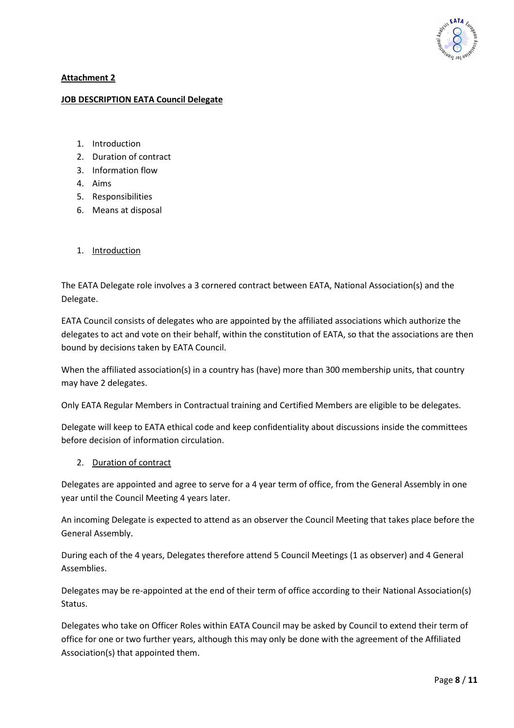**Attachment 2**

**JOB DESCRIPTION EATA Council Delegate**

1. Introduction
2. Duration of contract
3. Information flow
4. Aims
5. Responsibilities
6. Means at disposal

1. Introduction

The EATA Delegate role involves a 3 cornered contract between EATA, National Association(s) and the Delegate.

EATA Council consists of delegates who are appointed by the affiliated associations which authorize the delegates to act and vote on their behalf, within the constitution of EATA, so that the associations are then bound by decisions taken by EATA Council.

When the affiliated association(s) in a country has (have) more than 300 membership units, that country may have 2 delegates.

Only EATA Regular Members in Contractual training and Certified Members are eligible to be delegates.

Delegate will keep to EATA ethical code and keep confidentiality about discussions inside the committees before decision of information circulation.

2. Duration of contract

Delegates are appointed and agree to serve for a 4 year term of office, from the General Assembly in one year until the Council Meeting 4 years later.

An incoming Delegate is expected to attend as an observer the Council Meeting that takes place before the General Assembly.

During each of the 4 years, Delegates therefore attend 5 Council Meetings (1 as observer) and 4 General Assemblies.

Delegates may be re-appointed at the end of their term of office according to their National Association(s) Status.

Delegates who take on Officer Roles within EATA Council may be asked by Council to extend their term of office for one or two further years, although this may only be done with the agreement of the Affiliated Association(s) that appointed them.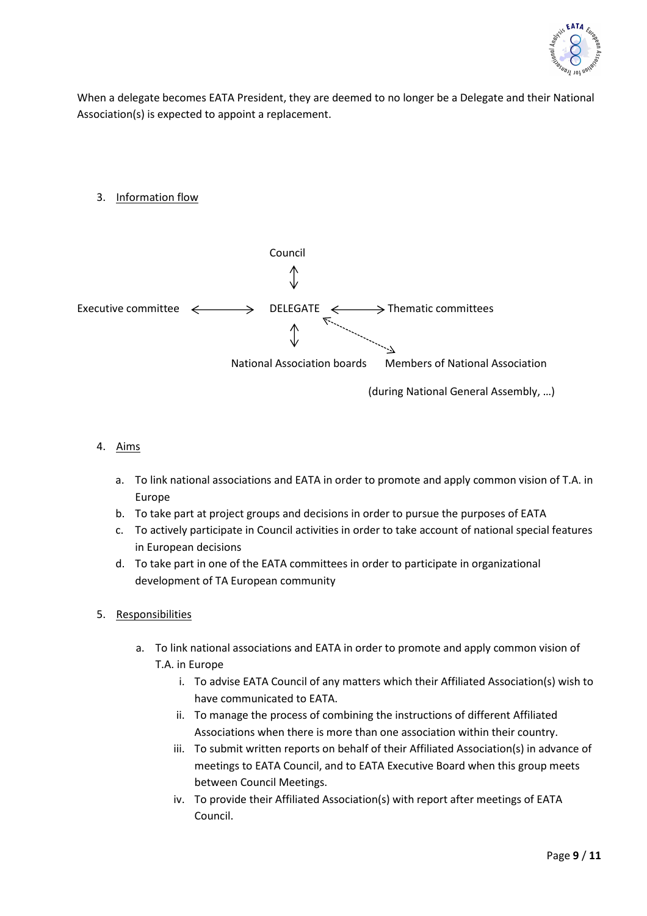When a delegate becomes EATA President, they are deemed to no longer be a Delegate and their National Association(s) is expected to appoint a replacement.

3. Information flow

```
                              Council
                                 ↕
Executive committee  ←——→  DELEGATE  ←——→ Thematic committees
                                 ↕         ↖
                                              ↘
                  National Association boards    Members of National Association

                                                 (during National General Assembly, …)
```

4. Aims

   a. To link national associations and EATA in order to promote and apply common vision of T.A. in Europe
   b. To take part at project groups and decisions in order to pursue the purposes of EATA
   c. To actively participate in Council activities in order to take account of national special features in European decisions
   d. To take part in one of the EATA committees in order to participate in organizational development of TA European community

5. Responsibilities

   a. To link national associations and EATA in order to promote and apply common vision of T.A. in Europe
      i. To advise EATA Council of any matters which their Affiliated Association(s) wish to have communicated to EATA.
      ii. To manage the process of combining the instructions of different Affiliated Associations when there is more than one association within their country.
      iii. To submit written reports on behalf of their Affiliated Association(s) in advance of meetings to EATA Council, and to EATA Executive Board when this group meets between Council Meetings.
      iv. To provide their Affiliated Association(s) with report after meetings of EATA Council.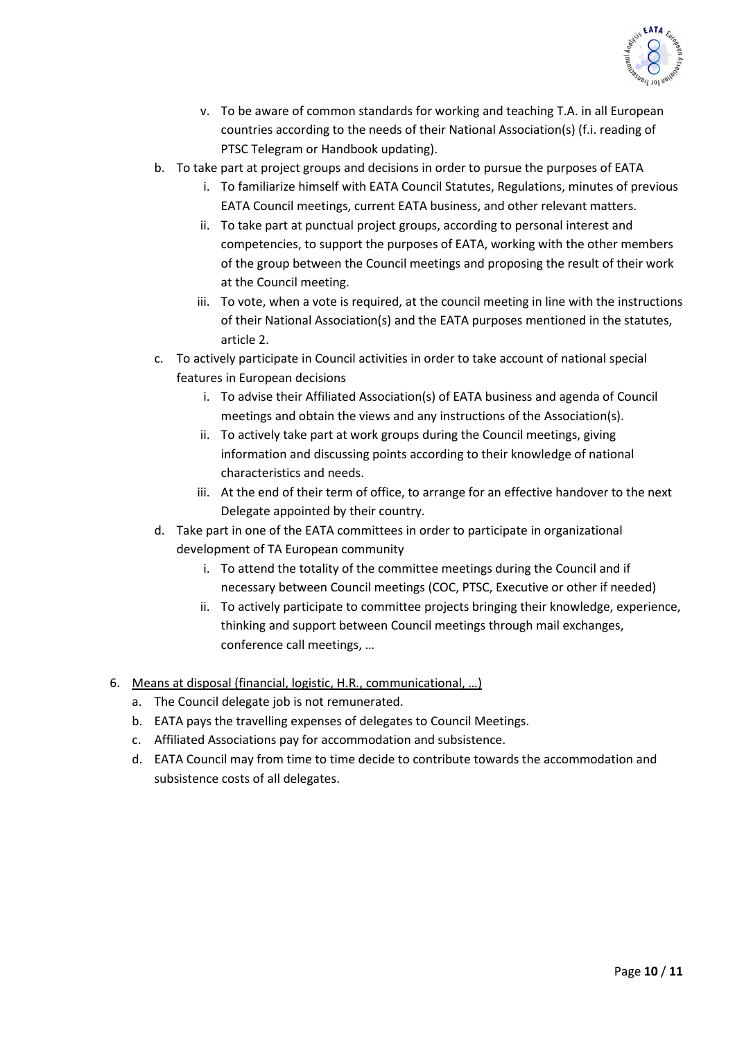v. To be aware of common standards for working and teaching T.A. in all European countries according to the needs of their National Association(s) (f.i. reading of PTSC Telegram or Handbook updating).

b. To take part at project groups and decisions in order to pursue the purposes of EATA
   i. To familiarize himself with EATA Council Statutes, Regulations, minutes of previous EATA Council meetings, current EATA business, and other relevant matters.
   ii. To take part at punctual project groups, according to personal interest and competencies, to support the purposes of EATA, working with the other members of the group between the Council meetings and proposing the result of their work at the Council meeting.
   iii. To vote, when a vote is required, at the council meeting in line with the instructions of their National Association(s) and the EATA purposes mentioned in the statutes, article 2.

c. To actively participate in Council activities in order to take account of national special features in European decisions
   i. To advise their Affiliated Association(s) of EATA business and agenda of Council meetings and obtain the views and any instructions of the Association(s).
   ii. To actively take part at work groups during the Council meetings, giving information and discussing points according to their knowledge of national characteristics and needs.
   iii. At the end of their term of office, to arrange for an effective handover to the next Delegate appointed by their country.

d. Take part in one of the EATA committees in order to participate in organizational development of TA European community
   i. To attend the totality of the committee meetings during the Council and if necessary between Council meetings (COC, PTSC, Executive or other if needed)
   ii. To actively participate to committee projects bringing their knowledge, experience, thinking and support between Council meetings through mail exchanges, conference call meetings, …

6. <u>Means at disposal (financial, logistic, H.R., communicational, …)</u>
   a. The Council delegate job is not remunerated.
   b. EATA pays the travelling expenses of delegates to Council Meetings.
   c. Affiliated Associations pay for accommodation and subsistence.
   d. EATA Council may from time to time decide to contribute towards the accommodation and subsistence costs of all delegates.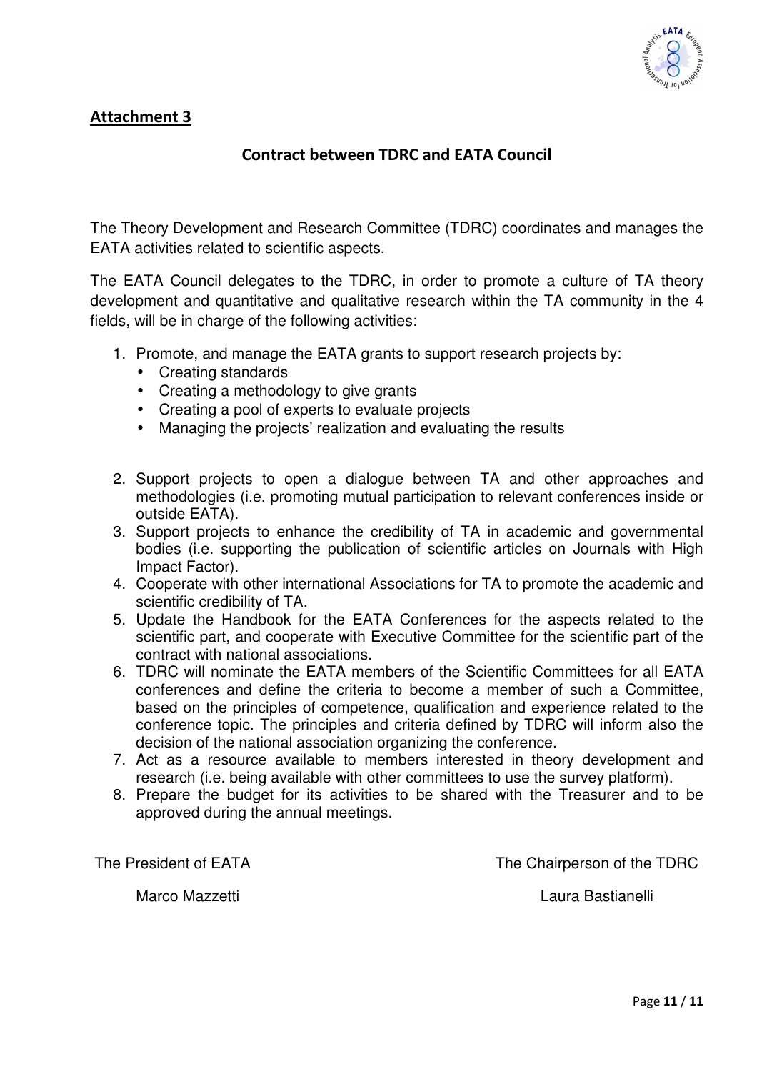**Attachment 3**

## Contract between TDRC and EATA Council

The Theory Development and Research Committee (TDRC) coordinates and manages the EATA activities related to scientific aspects.

The EATA Council delegates to the TDRC, in order to promote a culture of TA theory development and quantitative and qualitative research within the TA community in the 4 fields, will be in charge of the following activities:

1. Promote, and manage the EATA grants to support research projects by:
   - Creating standards
   - Creating a methodology to give grants
   - Creating a pool of experts to evaluate projects
   - Managing the projects' realization and evaluating the results
2. Support projects to open a dialogue between TA and other approaches and methodologies (i.e. promoting mutual participation to relevant conferences inside or outside EATA).
3. Support projects to enhance the credibility of TA in academic and governmental bodies (i.e. supporting the publication of scientific articles on Journals with High Impact Factor).
4. Cooperate with other international Associations for TA to promote the academic and scientific credibility of TA.
5. Update the Handbook for the EATA Conferences for the aspects related to the scientific part, and cooperate with Executive Committee for the scientific part of the contract with national associations.
6. TDRC will nominate the EATA members of the Scientific Committees for all EATA conferences and define the criteria to become a member of such a Committee, based on the principles of competence, qualification and experience related to the conference topic. The principles and criteria defined by TDRC will inform also the decision of the national association organizing the conference.
7. Act as a resource available to members interested in theory development and research (i.e. being available with other committees to use the survey platform).
8. Prepare the budget for its activities to be shared with the Treasurer and to be approved during the annual meetings.

The President of EATA

Marco Mazzetti

The Chairperson of the TDRC

Laura Bastianelli